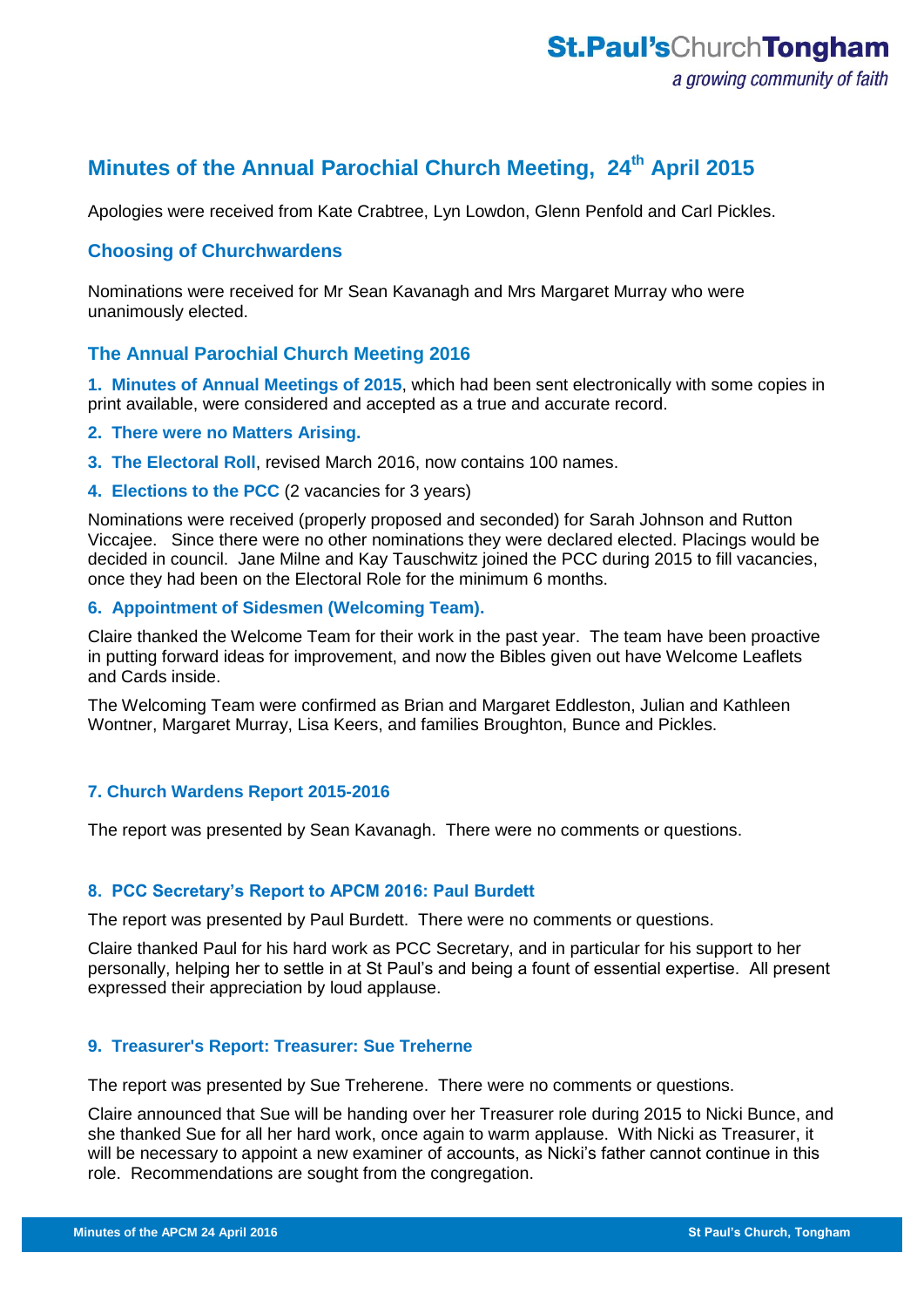# Minutes of the Annual Parochial Church Meeting, 24th April 2015

Apologies were received from Kate Crabtree, Lyn Lowdon, Glenn Penfold and Carl Pickles.

## Choosing of Churchwardens

Nominations were received for Mr Sean Kavanagh and Mrs Margaret Murray who were unanimously elected.

## The Annual Parochial Church Meeting 2016

**1. Minutes of Annual Meetings of 2015**, which had been sent electronically with some copies in print available, were considered and accepted as a true and accurate record.

**2. There were no Matters Arising.**

**3. The Electoral Roll**, revised March 2016, now contains 100 names.

**4. Elections to the PCC** (2 vacancies for 3 years)

Nominations were received (properly proposed and seconded) for Sarah Johnson and Rutton Viccajee. Since there were no other nominations they were declared elected. Placings would be decided in council. Jane Milne and Kay Tauschwitz joined the PCC during 2015 to fill vacancies, once they had been on the Electoral Role for the minimum 6 months.

**6. Appointment of Sidesmen (Welcoming Team).**

Claire thanked the Welcome Team for their work in the past year. The team have been proactive in putting forward ideas for improvement, and now the Bibles given out have Welcome Leaflets and Cards inside.

The Welcoming Team were confirmed as Brian and Margaret Eddleston, Julian and Kathleen Wontner, Margaret Murray, Lisa Keers, and families Broughton, Bunce and Pickles.

### 7. Church Wardens Report 2015-2016

The report was presented by Sean Kavanagh. There were no comments or questions.

### 8. PCC Secretary's Report to APCM 2016: Paul Burdett

The report was presented by Paul Burdett. There were no comments or questions.

Claire thanked Paul for his hard work as PCC Secretary, and in particular for his support to her personally, helping her to settle in at St Paul's and being a fount of essential expertise. All present expressed their appreciation by loud applause.

### 9. Treasurer's Report: Treasurer: Sue Treherne

The report was presented by Sue Treherene. There were no comments or questions.

Claire announced that Sue will be handing over her Treasurer role during 2015 to Nicki Bunce, and she thanked Sue for all her hard work, once again to warm applause. With Nicki as Treasurer, it will be necessary to appoint a new examiner of accounts, as Nicki's father cannot continue in this role. Recommendations are sought from the congregation.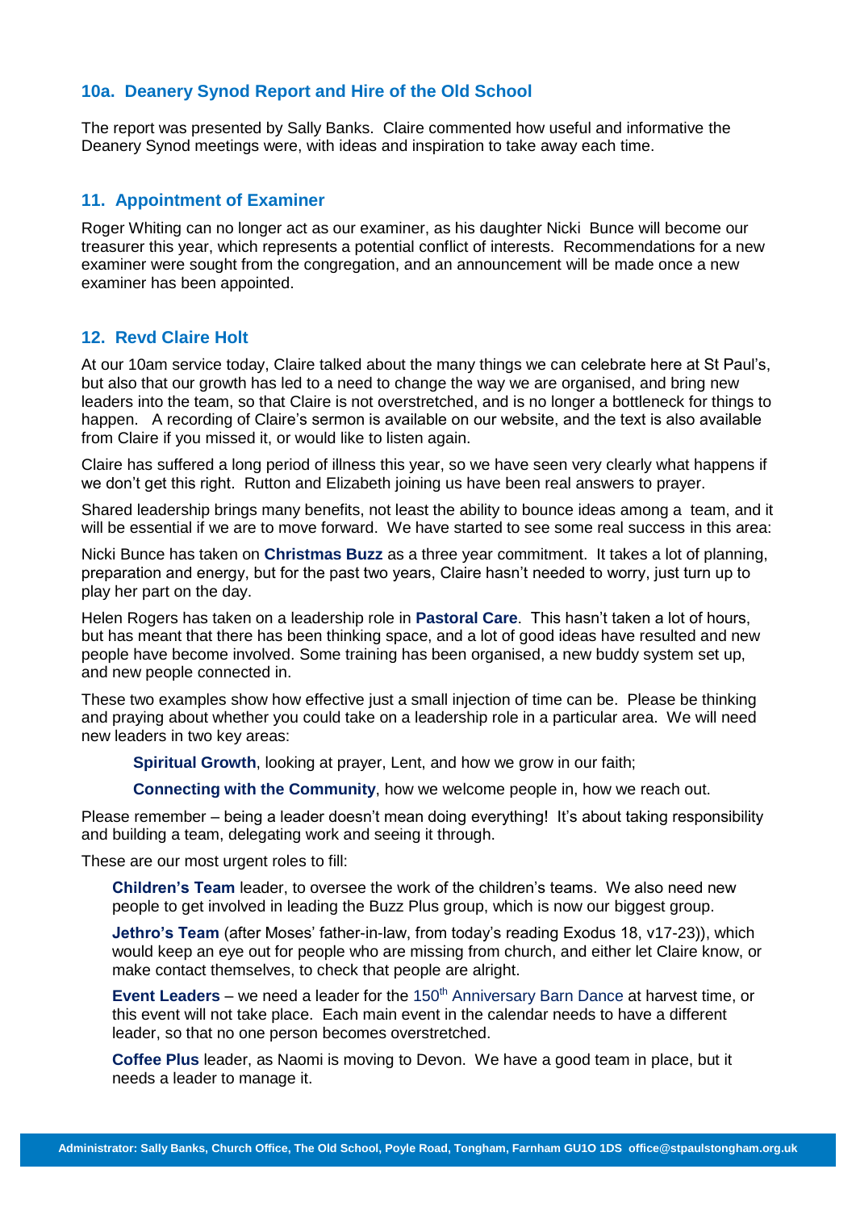## 10a. Deanery Synod Report and Hire of the Old School

The report was presented by Sally Banks. Claire commented how useful and informative the Deanery Synod meetings were, with ideas and inspiration to take away each time.

## 11. Appointment of Examiner

Roger Whiting can no longer act as our examiner, as his daughter Nicki Bunce will become our treasurer this year, which represents a potential conflict of interests. Recommendations for a new examiner were sought from the congregation, and an announcement will be made once a new examiner has been appointed.

## 12. Revd Claire Holt

At our 10am service today, Claire talked about the many things we can celebrate here at St Paul's, but also that our growth has led to a need to change the way we are organised, and bring new leaders into the team, so that Claire is not overstretched, and is no longer a bottleneck for things to happen. A recording of Claire's sermon is available on our website, and the text is also available from Claire if you missed it, or would like to listen again.

Claire has suffered a long period of illness this year, so we have seen very clearly what happens if we don't get this right. Rutton and Elizabeth joining us have been real answers to prayer.

Shared leadership brings many benefits, not least the ability to bounce ideas among a team, and it will be essential if we are to move forward. We have started to see some real success in this area:

Nicki Bunce has taken on **Christmas Buzz** as a three year commitment. It takes a lot of planning, preparation and energy, but for the past two years, Claire hasn't needed to worry, just turn up to play her part on the day.

Helen Rogers has taken on a leadership role in **Pastoral Care**. This hasn't taken a lot of hours, but has meant that there has been thinking space, and a lot of good ideas have resulted and new people have become involved. Some training has been organised, a new buddy system set up, and new people connected in.

These two examples show how effective just a small injection of time can be. Please be thinking and praying about whether you could take on a leadership role in a particular area. We will need new leaders in two key areas:

> **Spiritual Growth**, looking at prayer, Lent, and how we grow in our faith;
>
> **Connecting with the Community**, how we welcome people in, how we reach out.

Please remember – being a leader doesn't mean doing everything! It's about taking responsibility and building a team, delegating work and seeing it through.

These are our most urgent roles to fill:

> **Children's Team** leader, to oversee the work of the children's teams. We also need new people to get involved in leading the Buzz Plus group, which is now our biggest group.
>
> **Jethro's Team** (after Moses' father-in-law, from today's reading Exodus 18, v17-23)), which would keep an eye out for people who are missing from church, and either let Claire know, or make contact themselves, to check that people are alright.
>
> **Event Leaders** – we need a leader for the 150th Anniversary Barn Dance at harvest time, or this event will not take place. Each main event in the calendar needs to have a different leader, so that no one person becomes overstretched.
>
> **Coffee Plus** leader, as Naomi is moving to Devon. We have a good team in place, but it needs a leader to manage it.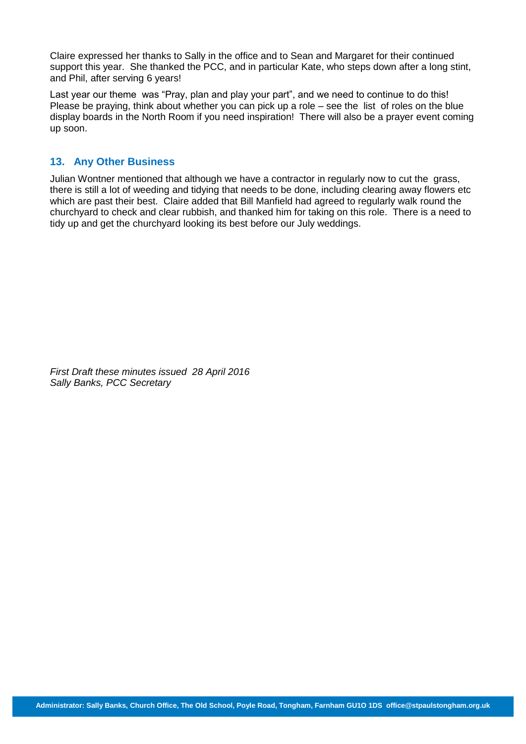Claire expressed her thanks to Sally in the office and to Sean and Margaret for their continued support this year. She thanked the PCC, and in particular Kate, who steps down after a long stint, and Phil, after serving 6 years!

Last year our theme was "Pray, plan and play your part", and we need to continue to do this! Please be praying, think about whether you can pick up a role – see the list of roles on the blue display boards in the North Room if you need inspiration! There will also be a prayer event coming up soon.

## 13. Any Other Business

Julian Wontner mentioned that although we have a contractor in regularly now to cut the grass, there is still a lot of weeding and tidying that needs to be done, including clearing away flowers etc which are past their best. Claire added that Bill Manfield had agreed to regularly walk round the churchyard to check and clear rubbish, and thanked him for taking on this role. There is a need to tidy up and get the churchyard looking its best before our July weddings.

*First Draft these minutes issued 28 April 2016*
*Sally Banks, PCC Secretary*

**Administrator: Sally Banks, Church Office, The Old School, Poyle Road, Tongham, Farnham GU1O 1DS office@stpaulstongham.org.uk**